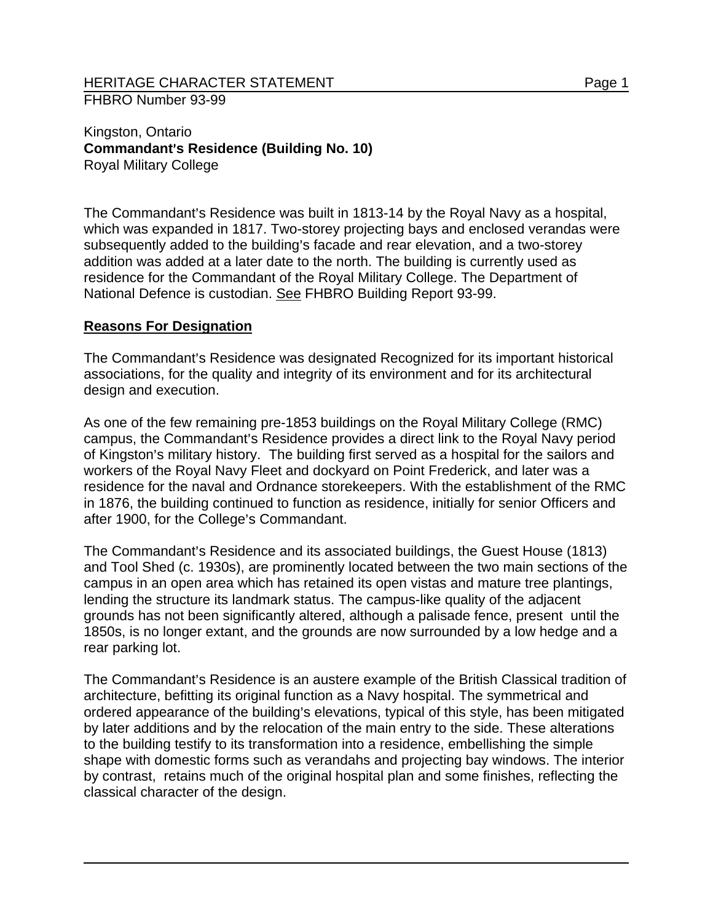HERITAGE CHARACTER STATEMENT

FHBRO Number 93-99

Kingston, Ontario
**Commandant's Residence (Building No. 10)**
Royal Military College

The Commandant's Residence was built in 1813-14 by the Royal Navy as a hospital, which was expanded in 1817. Two-storey projecting bays and enclosed verandas were subsequently added to the building's facade and rear elevation, and a two-storey addition was added at a later date to the north. The building is currently used as residence for the Commandant of the Royal Military College. The Department of National Defence is custodian. See FHBRO Building Report 93-99.

## Reasons For Designation

The Commandant's Residence was designated Recognized for its important historical associations, for the quality and integrity of its environment and for its architectural design and execution.

As one of the few remaining pre-1853 buildings on the Royal Military College (RMC) campus, the Commandant's Residence provides a direct link to the Royal Navy period of Kingston's military history. The building first served as a hospital for the sailors and workers of the Royal Navy Fleet and dockyard on Point Frederick, and later was a residence for the naval and Ordnance storekeepers. With the establishment of the RMC in 1876, the building continued to function as residence, initially for senior Officers and after 1900, for the College's Commandant.

The Commandant's Residence and its associated buildings, the Guest House (1813) and Tool Shed (c. 1930s), are prominently located between the two main sections of the campus in an open area which has retained its open vistas and mature tree plantings, lending the structure its landmark status. The campus-like quality of the adjacent grounds has not been significantly altered, although a palisade fence, present until the 1850s, is no longer extant, and the grounds are now surrounded by a low hedge and a rear parking lot.

The Commandant's Residence is an austere example of the British Classical tradition of architecture, befitting its original function as a Navy hospital. The symmetrical and ordered appearance of the building's elevations, typical of this style, has been mitigated by later additions and by the relocation of the main entry to the side. These alterations to the building testify to its transformation into a residence, embellishing the simple shape with domestic forms such as verandahs and projecting bay windows. The interior by contrast, retains much of the original hospital plan and some finishes, reflecting the classical character of the design.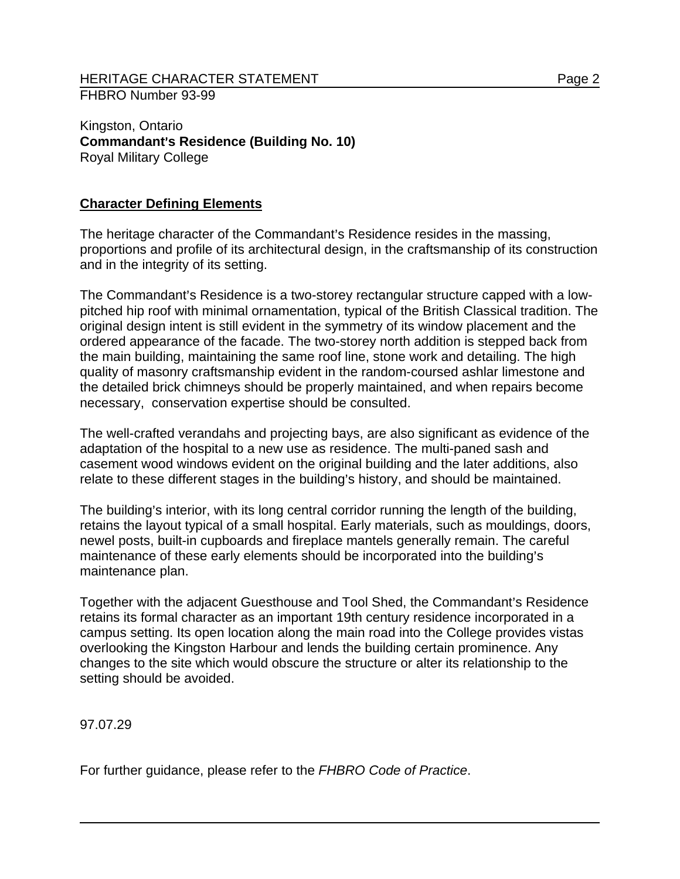Kingston, Ontario
**Commandant's Residence (Building No. 10)**
Royal Military College

## Character Defining Elements

The heritage character of the Commandant's Residence resides in the massing, proportions and profile of its architectural design, in the craftsmanship of its construction and in the integrity of its setting.

The Commandant's Residence is a two-storey rectangular structure capped with a low-pitched hip roof with minimal ornamentation, typical of the British Classical tradition. The original design intent is still evident in the symmetry of its window placement and the ordered appearance of the facade. The two-storey north addition is stepped back from the main building, maintaining the same roof line, stone work and detailing. The high quality of masonry craftsmanship evident in the random-coursed ashlar limestone and the detailed brick chimneys should be properly maintained, and when repairs become necessary, conservation expertise should be consulted.

The well-crafted verandahs and projecting bays, are also significant as evidence of the adaptation of the hospital to a new use as residence. The multi-paned sash and casement wood windows evident on the original building and the later additions, also relate to these different stages in the building's history, and should be maintained.

The building's interior, with its long central corridor running the length of the building, retains the layout typical of a small hospital. Early materials, such as mouldings, doors, newel posts, built-in cupboards and fireplace mantels generally remain. The careful maintenance of these early elements should be incorporated into the building's maintenance plan.

Together with the adjacent Guesthouse and Tool Shed, the Commandant's Residence retains its formal character as an important 19th century residence incorporated in a campus setting. Its open location along the main road into the College provides vistas overlooking the Kingston Harbour and lends the building certain prominence. Any changes to the site which would obscure the structure or alter its relationship to the setting should be avoided.

97.07.29

For further guidance, please refer to the *FHBRO Code of Practice*.